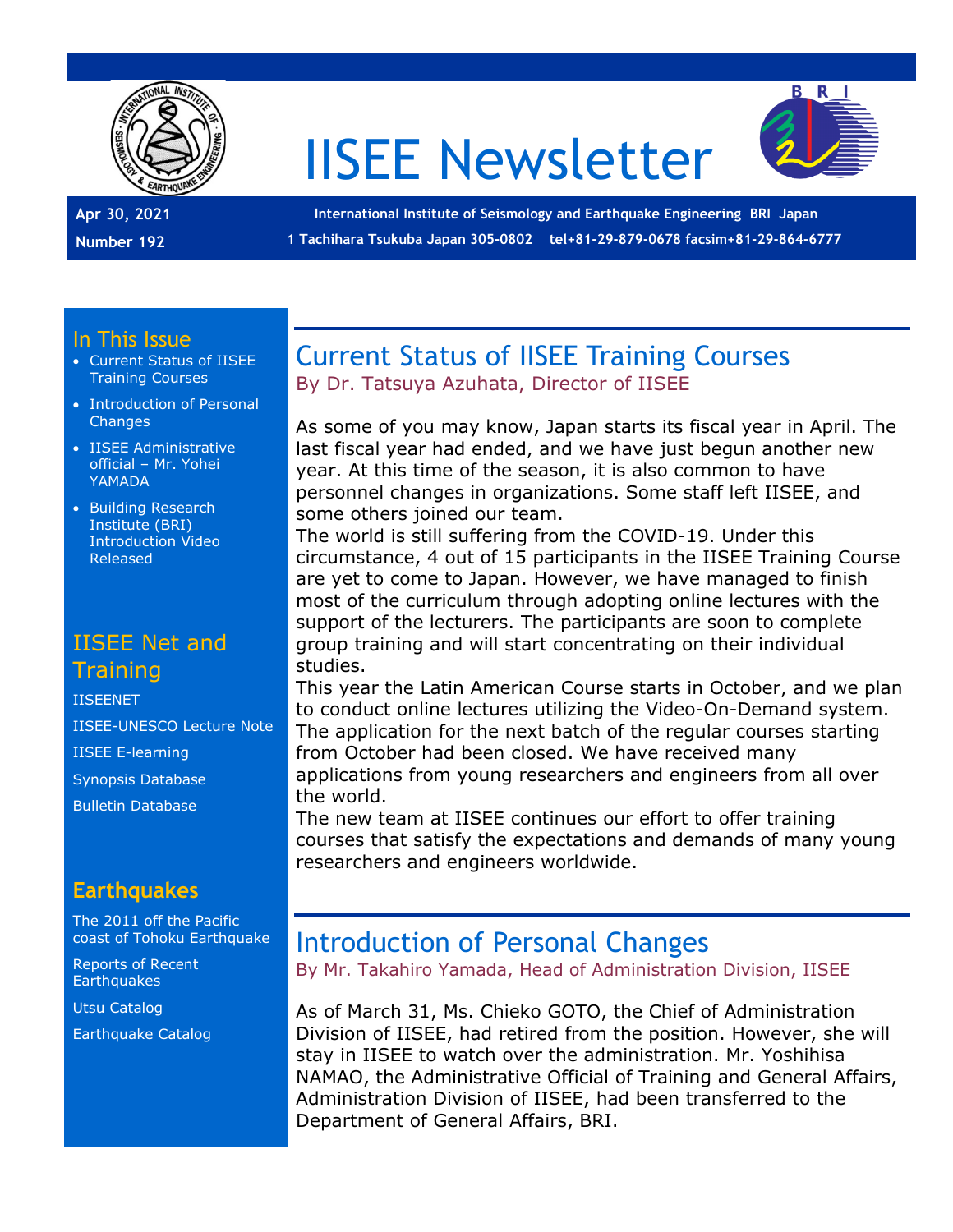# IISEE Newsletter

**Apr 30, 2021**
**Number 192**

**International Institute of Seismology and Earthquake Engineering BRI Japan**
**1 Tachihara Tsukuba Japan 305-0802 tel+81-29-879-0678 facsim+81-29-864-6777**

## In This Issue

- Current Status of IISEE Training Courses
- Introduction of Personal Changes
- IISEE Administrative official – Mr. Yohei YAMADA
- Building Research Institute (BRI) Introduction Video Released

## IISEE Net and Training

IISEENET

IISEE-UNESCO Lecture Note

IISEE E-learning

Synopsis Database

Bulletin Database

## Earthquakes

The 2011 off the Pacific coast of Tohoku Earthquake

Reports of Recent Earthquakes

Utsu Catalog

Earthquake Catalog

## Current Status of IISEE Training Courses

By Dr. Tatsuya Azuhata, Director of IISEE

As some of you may know, Japan starts its fiscal year in April. The last fiscal year had ended, and we have just begun another new year. At this time of the season, it is also common to have personnel changes in organizations. Some staff left IISEE, and some others joined our team.

The world is still suffering from the COVID-19. Under this circumstance, 4 out of 15 participants in the IISEE Training Course are yet to come to Japan. However, we have managed to finish most of the curriculum through adopting online lectures with the support of the lecturers. The participants are soon to complete group training and will start concentrating on their individual studies.

This year the Latin American Course starts in October, and we plan to conduct online lectures utilizing the Video-On-Demand system. The application for the next batch of the regular courses starting from October had been closed. We have received many applications from young researchers and engineers from all over the world.

The new team at IISEE continues our effort to offer training courses that satisfy the expectations and demands of many young researchers and engineers worldwide.

## Introduction of Personal Changes

By Mr. Takahiro Yamada, Head of Administration Division, IISEE

As of March 31, Ms. Chieko GOTO, the Chief of Administration Division of IISEE, had retired from the position. However, she will stay in IISEE to watch over the administration. Mr. Yoshihisa NAMAO, the Administrative Official of Training and General Affairs, Administration Division of IISEE, had been transferred to the Department of General Affairs, BRI.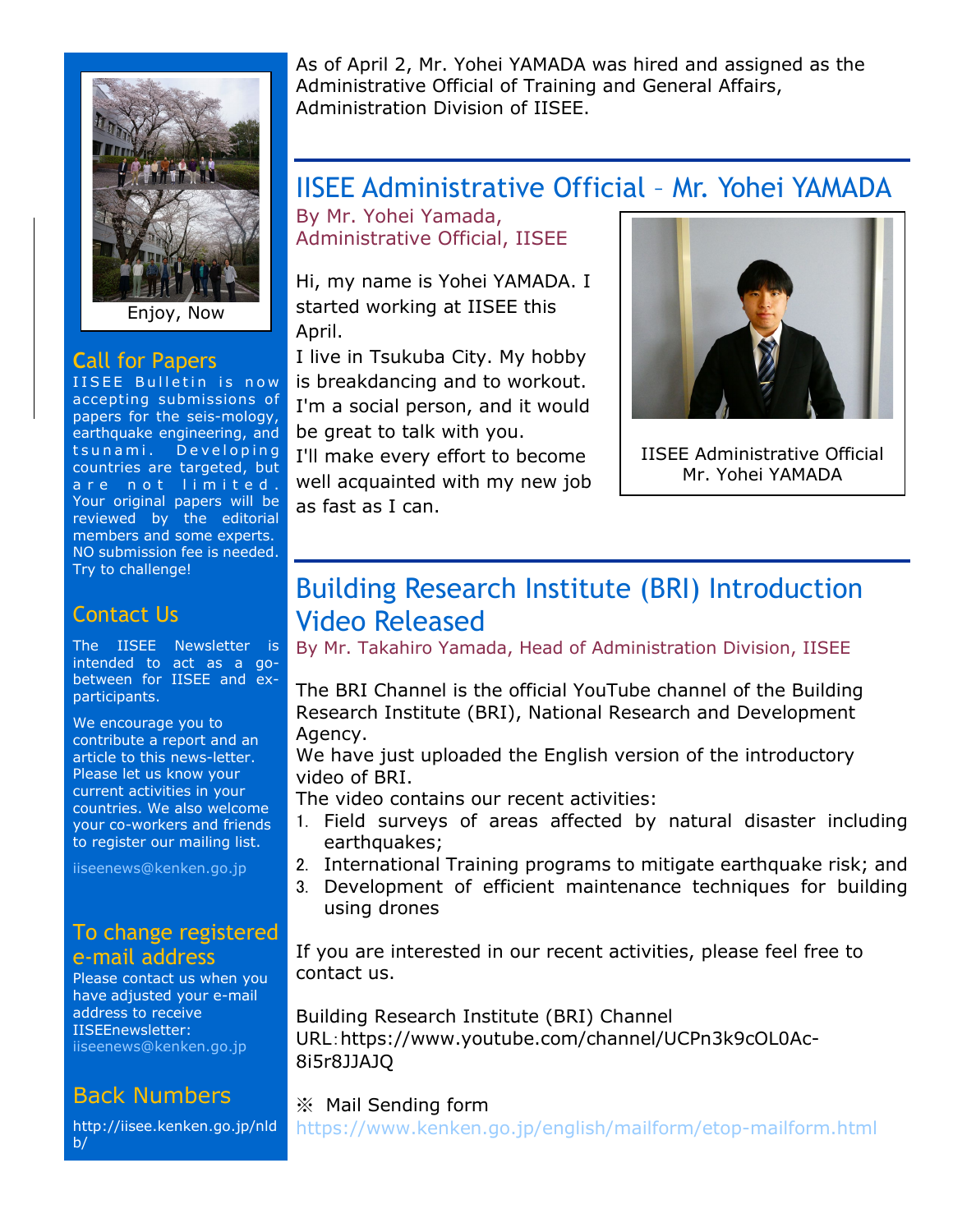As of April 2, Mr. Yohei YAMADA was hired and assigned as the Administrative Official of Training and General Affairs, Administration Division of IISEE.

## IISEE Administrative Official – Mr. Yohei YAMADA

By Mr. Yohei Yamada, Administrative Official, IISEE

Hi, my name is Yohei YAMADA. I started working at IISEE this April.
I live in Tsukuba City. My hobby is breakdancing and to workout. I'm a social person, and it would be great to talk with you.
I'll make every effort to become well acquainted with my new job as fast as I can.

IISEE Administrative Official Mr. Yohei YAMADA

## Building Research Institute (BRI) Introduction Video Released

By Mr. Takahiro Yamada, Head of Administration Division, IISEE

The BRI Channel is the official YouTube channel of the Building Research Institute (BRI), National Research and Development Agency.
We have just uploaded the English version of the introductory video of BRI.
The video contains our recent activities:

1. Field surveys of areas affected by natural disaster including earthquakes;
2. International Training programs to mitigate earthquake risk; and
3. Development of efficient maintenance techniques for building using drones

If you are interested in our recent activities, please feel free to contact us.

Building Research Institute (BRI) Channel
URL：https://www.youtube.com/channel/UCPn3k9cOL0Ac-8i5r8JJAJQ

※ Mail Sending form
https://www.kenken.go.jp/english/mailform/etop-mailform.html

Enjoy, Now

### Call for Papers

IISEE Bulletin is now accepting submissions of papers for the seis-mology, earthquake engineering, and tsunami. Developing countries are targeted, but are not limited. Your original papers will be reviewed by the editorial members and some experts. NO submission fee is needed. Try to challenge!

### Contact Us

The IISEE Newsletter is intended to act as a go-between for IISEE and ex-participants.

We encourage you to contribute a report and an article to this news-letter. Please let us know your current activities in your countries. We also welcome your co-workers and friends to register our mailing list.

iiseenews@kenken.go.jp

### To change registered e-mail address

Please contact us when you have adjusted your e-mail address to receive IISEEnewsletter:
iiseenews@kenken.go.jp

### Back Numbers

http://iisee.kenken.go.jp/nldb/